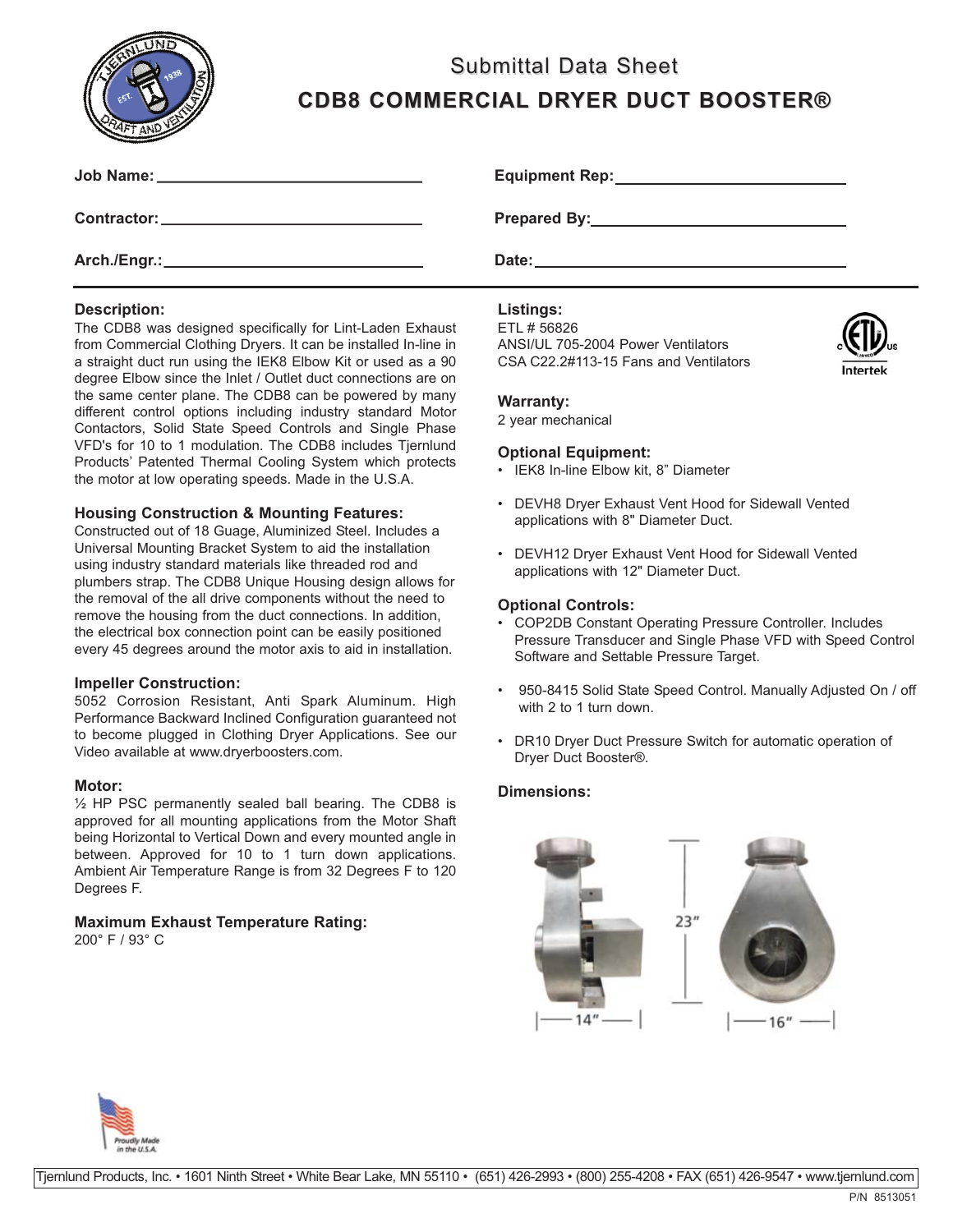# Submittal Data Sheet

## CDB8 COMMERCIAL DRYER DUCT BOOSTER®

**Job Name:** ______________________________

**Contractor:** ______________________________

**Arch./Engr.:** ______________________________

**Equipment Rep:** ______________________________

**Prepared By:** ______________________________

**Date:** ______________________________

---

### Description:

The CDB8 was designed specifically for Lint-Laden Exhaust from Commercial Clothing Dryers. It can be installed In-line in a straight duct run using the IEK8 Elbow Kit or used as a 90 degree Elbow since the Inlet / Outlet duct connections are on the same center plane. The CDB8 can be powered by many different control options including industry standard Motor Contactors, Solid State Speed Controls and Single Phase VFD's for 10 to 1 modulation. The CDB8 includes Tjernlund Products' Patented Thermal Cooling System which protects the motor at low operating speeds. Made in the U.S.A.

### Housing Construction & Mounting Features:

Constructed out of 18 Guage, Aluminized Steel. Includes a Universal Mounting Bracket System to aid the installation using industry standard materials like threaded rod and plumbers strap. The CDB8 Unique Housing design allows for the removal of the all drive components without the need to remove the housing from the duct connections. In addition, the electrical box connection point can be easily positioned every 45 degrees around the motor axis to aid in installation.

### Impeller Construction:

5052 Corrosion Resistant, Anti Spark Aluminum. High Performance Backward Inclined Configuration guaranteed not to become plugged in Clothing Dryer Applications. See our Video available at www.dryerboosters.com.

### Motor:

½ HP PSC permanently sealed ball bearing. The CDB8 is approved for all mounting applications from the Motor Shaft being Horizontal to Vertical Down and every mounted angle in between. Approved for 10 to 1 turn down applications. Ambient Air Temperature Range is from 32 Degrees F to 120 Degrees F.

### Maximum Exhaust Temperature Rating:

200° F / 93° C

### Listings:

ETL # 56826
ANSI/UL 705-2004 Power Ventilators
CSA C22.2#113-15 Fans and Ventilators

### Warranty:

2 year mechanical

### Optional Equipment:

- IEK8 In-line Elbow kit, 8" Diameter
- DEVH8 Dryer Exhaust Vent Hood for Sidewall Vented applications with 8" Diameter Duct.
- DEVH12 Dryer Exhaust Vent Hood for Sidewall Vented applications with 12" Diameter Duct.

### Optional Controls:

- COP2DB Constant Operating Pressure Controller. Includes Pressure Transducer and Single Phase VFD with Speed Control Software and Settable Pressure Target.
- 950-8415 Solid State Speed Control. Manually Adjusted On / off with 2 to 1 turn down.
- DR10 Dryer Duct Pressure Switch for automatic operation of Dryer Duct Booster®.

### Dimensions:

23"

14"

16"

Tjernlund Products, Inc. • 1601 Ninth Street • White Bear Lake, MN 55110 • (651) 426-2993 • (800) 255-4208 • FAX (651) 426-9547 • www.tjernlund.com

P/N 8513051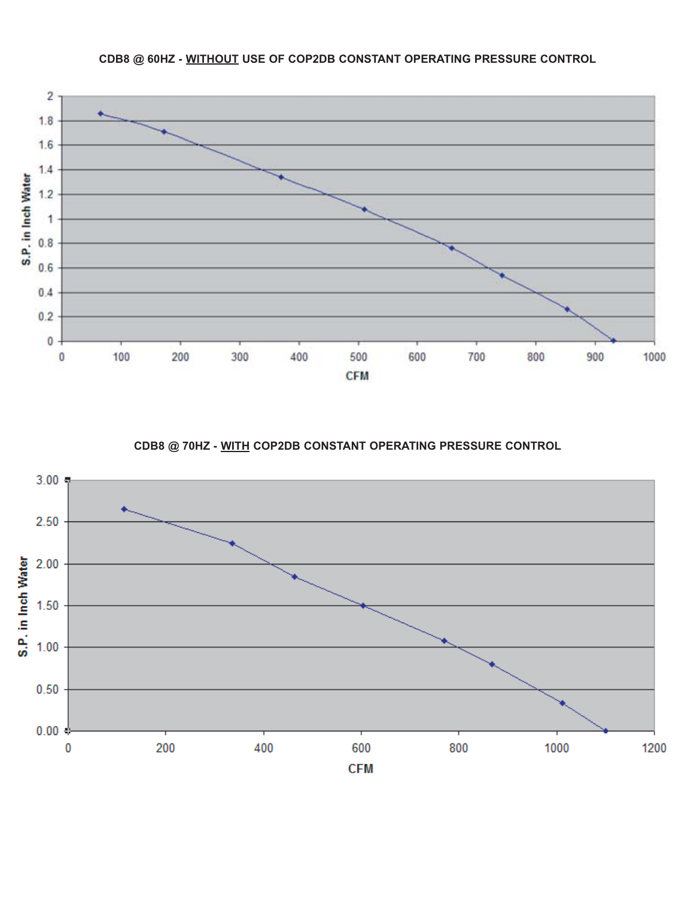**CDB8 @ 60HZ - WITHOUT USE OF COP2DB CONSTANT OPERATING PRESSURE CONTROL**

S.P. in Inch Water

2
1.8
1.6
1.4
1.2
1
0.8
0.6
0.4
0.2
0

0 100 200 300 400 500 600 700 800 900 1000

CFM

**CDB8 @ 70HZ - WITH COP2DB CONSTANT OPERATING PRESSURE CONTROL**

S.P. in Inch Water

3.00
2.50
2.00
1.50
1.00
0.50
0.00

0 200 400 600 800 1000 1200

CFM